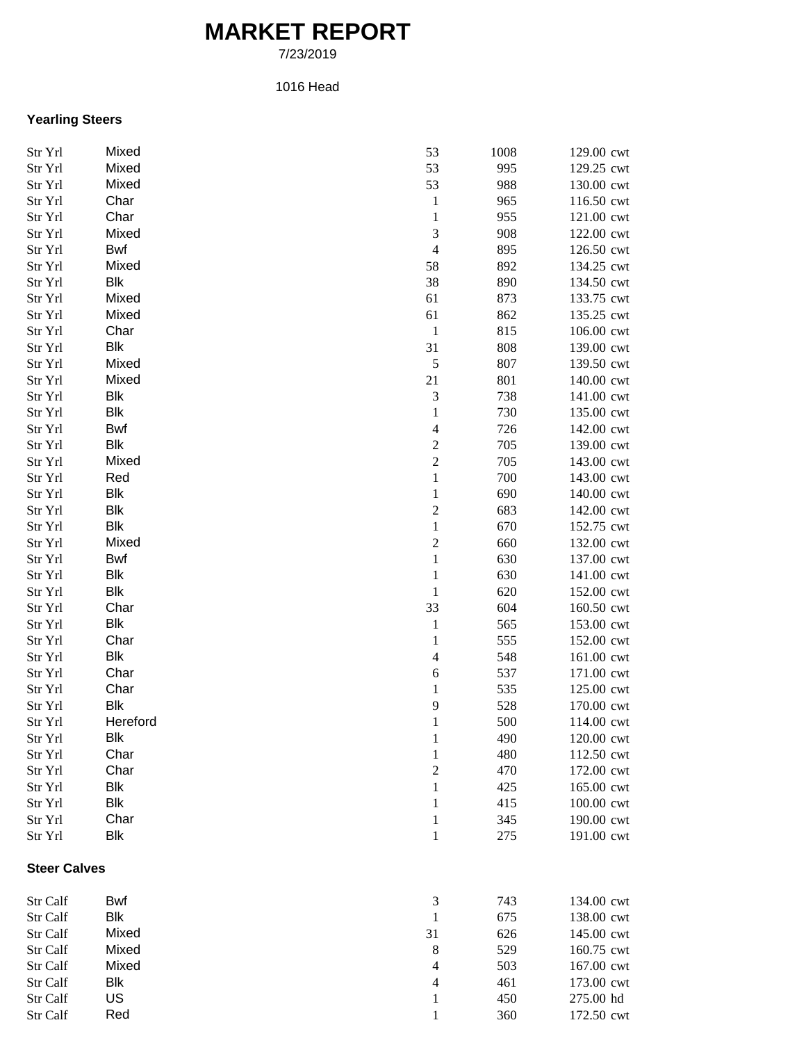# MARKET REPORT

7/23/2019

1016 Head

### Yearling Steers

| | | | | |
|---|---|---|---|---|
| Str Yrl | Mixed | 53 | 1008 | 129.00 cwt |
| Str Yrl | Mixed | 53 | 995 | 129.25 cwt |
| Str Yrl | Mixed | 53 | 988 | 130.00 cwt |
| Str Yrl | Char | 1 | 965 | 116.50 cwt |
| Str Yrl | Char | 1 | 955 | 121.00 cwt |
| Str Yrl | Mixed | 3 | 908 | 122.00 cwt |
| Str Yrl | Bwf | 4 | 895 | 126.50 cwt |
| Str Yrl | Mixed | 58 | 892 | 134.25 cwt |
| Str Yrl | Blk | 38 | 890 | 134.50 cwt |
| Str Yrl | Mixed | 61 | 873 | 133.75 cwt |
| Str Yrl | Mixed | 61 | 862 | 135.25 cwt |
| Str Yrl | Char | 1 | 815 | 106.00 cwt |
| Str Yrl | Blk | 31 | 808 | 139.00 cwt |
| Str Yrl | Mixed | 5 | 807 | 139.50 cwt |
| Str Yrl | Mixed | 21 | 801 | 140.00 cwt |
| Str Yrl | Blk | 3 | 738 | 141.00 cwt |
| Str Yrl | Blk | 1 | 730 | 135.00 cwt |
| Str Yrl | Bwf | 4 | 726 | 142.00 cwt |
| Str Yrl | Blk | 2 | 705 | 139.00 cwt |
| Str Yrl | Mixed | 2 | 705 | 143.00 cwt |
| Str Yrl | Red | 1 | 700 | 143.00 cwt |
| Str Yrl | Blk | 1 | 690 | 140.00 cwt |
| Str Yrl | Blk | 2 | 683 | 142.00 cwt |
| Str Yrl | Blk | 1 | 670 | 152.75 cwt |
| Str Yrl | Mixed | 2 | 660 | 132.00 cwt |
| Str Yrl | Bwf | 1 | 630 | 137.00 cwt |
| Str Yrl | Blk | 1 | 630 | 141.00 cwt |
| Str Yrl | Blk | 1 | 620 | 152.00 cwt |
| Str Yrl | Char | 33 | 604 | 160.50 cwt |
| Str Yrl | Blk | 1 | 565 | 153.00 cwt |
| Str Yrl | Char | 1 | 555 | 152.00 cwt |
| Str Yrl | Blk | 4 | 548 | 161.00 cwt |
| Str Yrl | Char | 6 | 537 | 171.00 cwt |
| Str Yrl | Char | 1 | 535 | 125.00 cwt |
| Str Yrl | Blk | 9 | 528 | 170.00 cwt |
| Str Yrl | Hereford | 1 | 500 | 114.00 cwt |
| Str Yrl | Blk | 1 | 490 | 120.00 cwt |
| Str Yrl | Char | 1 | 480 | 112.50 cwt |
| Str Yrl | Char | 2 | 470 | 172.00 cwt |
| Str Yrl | Blk | 1 | 425 | 165.00 cwt |
| Str Yrl | Blk | 1 | 415 | 100.00 cwt |
| Str Yrl | Char | 1 | 345 | 190.00 cwt |
| Str Yrl | Blk | 1 | 275 | 191.00 cwt |

### Steer Calves

| | | | | |
|---|---|---|---|---|
| Str Calf | Bwf | 3 | 743 | 134.00 cwt |
| Str Calf | Blk | 1 | 675 | 138.00 cwt |
| Str Calf | Mixed | 31 | 626 | 145.00 cwt |
| Str Calf | Mixed | 8 | 529 | 160.75 cwt |
| Str Calf | Mixed | 4 | 503 | 167.00 cwt |
| Str Calf | Blk | 4 | 461 | 173.00 cwt |
| Str Calf | US | 1 | 450 | 275.00 hd |
| Str Calf | Red | 1 | 360 | 172.50 cwt |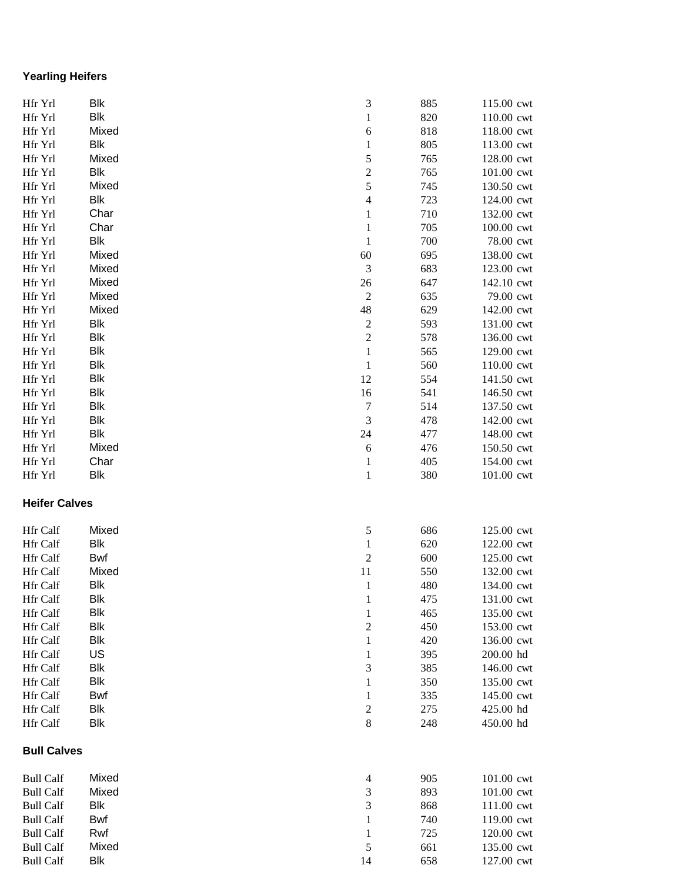**Yearling Heifers**

| | | | | |
|---|---|---|---|---|
| Hfr Yrl | Blk | 3 | 885 | 115.00 cwt |
| Hfr Yrl | Blk | 1 | 820 | 110.00 cwt |
| Hfr Yrl | Mixed | 6 | 818 | 118.00 cwt |
| Hfr Yrl | Blk | 1 | 805 | 113.00 cwt |
| Hfr Yrl | Mixed | 5 | 765 | 128.00 cwt |
| Hfr Yrl | Blk | 2 | 765 | 101.00 cwt |
| Hfr Yrl | Mixed | 5 | 745 | 130.50 cwt |
| Hfr Yrl | Blk | 4 | 723 | 124.00 cwt |
| Hfr Yrl | Char | 1 | 710 | 132.00 cwt |
| Hfr Yrl | Char | 1 | 705 | 100.00 cwt |
| Hfr Yrl | Blk | 1 | 700 | 78.00 cwt |
| Hfr Yrl | Mixed | 60 | 695 | 138.00 cwt |
| Hfr Yrl | Mixed | 3 | 683 | 123.00 cwt |
| Hfr Yrl | Mixed | 26 | 647 | 142.10 cwt |
| Hfr Yrl | Mixed | 2 | 635 | 79.00 cwt |
| Hfr Yrl | Mixed | 48 | 629 | 142.00 cwt |
| Hfr Yrl | Blk | 2 | 593 | 131.00 cwt |
| Hfr Yrl | Blk | 2 | 578 | 136.00 cwt |
| Hfr Yrl | Blk | 1 | 565 | 129.00 cwt |
| Hfr Yrl | Blk | 1 | 560 | 110.00 cwt |
| Hfr Yrl | Blk | 12 | 554 | 141.50 cwt |
| Hfr Yrl | Blk | 16 | 541 | 146.50 cwt |
| Hfr Yrl | Blk | 7 | 514 | 137.50 cwt |
| Hfr Yrl | Blk | 3 | 478 | 142.00 cwt |
| Hfr Yrl | Blk | 24 | 477 | 148.00 cwt |
| Hfr Yrl | Mixed | 6 | 476 | 150.50 cwt |
| Hfr Yrl | Char | 1 | 405 | 154.00 cwt |
| Hfr Yrl | Blk | 1 | 380 | 101.00 cwt |

**Heifer Calves**

| | | | | |
|---|---|---|---|---|
| Hfr Calf | Mixed | 5 | 686 | 125.00 cwt |
| Hfr Calf | Blk | 1 | 620 | 122.00 cwt |
| Hfr Calf | Bwf | 2 | 600 | 125.00 cwt |
| Hfr Calf | Mixed | 11 | 550 | 132.00 cwt |
| Hfr Calf | Blk | 1 | 480 | 134.00 cwt |
| Hfr Calf | Blk | 1 | 475 | 131.00 cwt |
| Hfr Calf | Blk | 1 | 465 | 135.00 cwt |
| Hfr Calf | Blk | 2 | 450 | 153.00 cwt |
| Hfr Calf | Blk | 1 | 420 | 136.00 cwt |
| Hfr Calf | US | 1 | 395 | 200.00 hd |
| Hfr Calf | Blk | 3 | 385 | 146.00 cwt |
| Hfr Calf | Blk | 1 | 350 | 135.00 cwt |
| Hfr Calf | Bwf | 1 | 335 | 145.00 cwt |
| Hfr Calf | Blk | 2 | 275 | 425.00 hd |
| Hfr Calf | Blk | 8 | 248 | 450.00 hd |

**Bull Calves**

| | | | | |
|---|---|---|---|---|
| Bull Calf | Mixed | 4 | 905 | 101.00 cwt |
| Bull Calf | Mixed | 3 | 893 | 101.00 cwt |
| Bull Calf | Blk | 3 | 868 | 111.00 cwt |
| Bull Calf | Bwf | 1 | 740 | 119.00 cwt |
| Bull Calf | Rwf | 1 | 725 | 120.00 cwt |
| Bull Calf | Mixed | 5 | 661 | 135.00 cwt |
| Bull Calf | Blk | 14 | 658 | 127.00 cwt |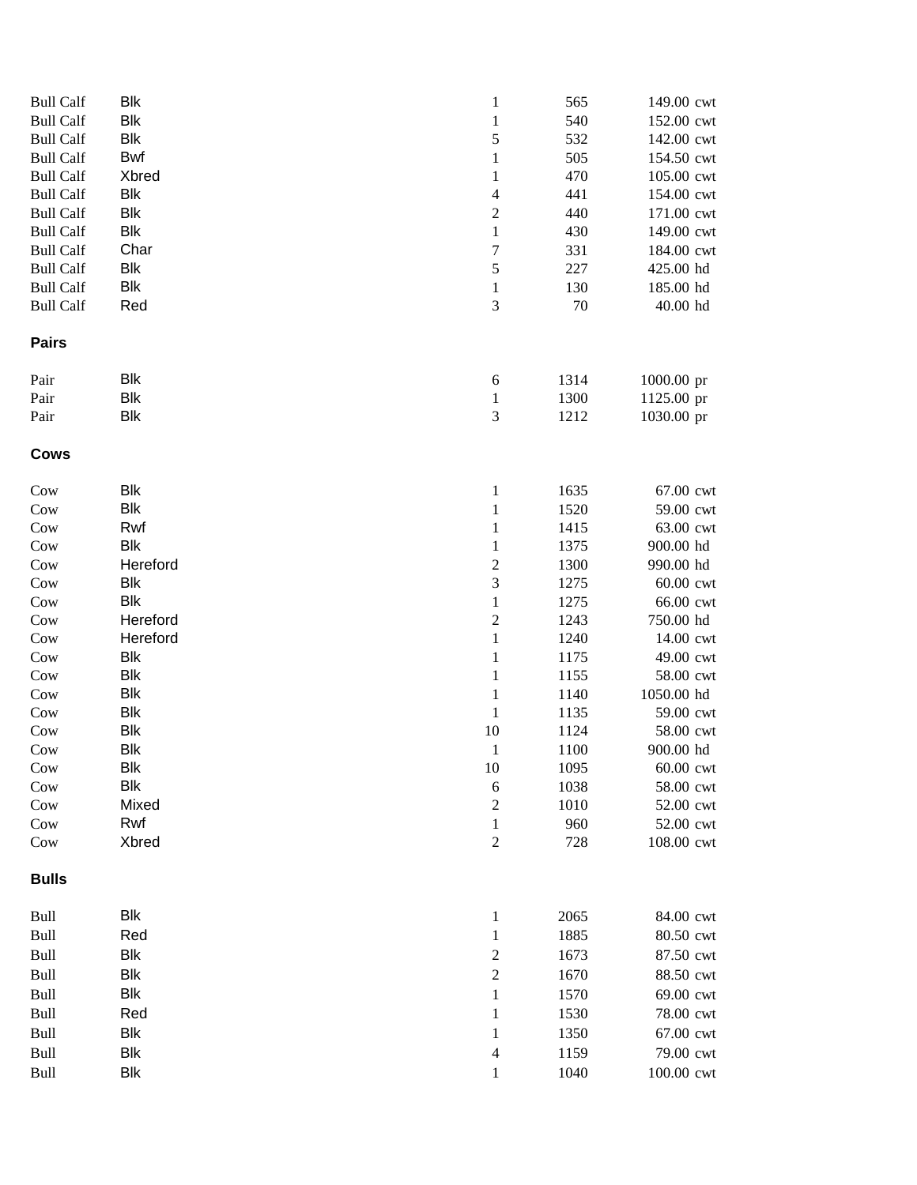| | | | | | |
|---|---|---|---|---|---|
| Bull Calf | Blk | 1 | 565 | 149.00 | cwt |
| Bull Calf | Blk | 1 | 540 | 152.00 | cwt |
| Bull Calf | Blk | 5 | 532 | 142.00 | cwt |
| Bull Calf | Bwf | 1 | 505 | 154.50 | cwt |
| Bull Calf | Xbred | 1 | 470 | 105.00 | cwt |
| Bull Calf | Blk | 4 | 441 | 154.00 | cwt |
| Bull Calf | Blk | 2 | 440 | 171.00 | cwt |
| Bull Calf | Blk | 1 | 430 | 149.00 | cwt |
| Bull Calf | Char | 7 | 331 | 184.00 | cwt |
| Bull Calf | Blk | 5 | 227 | 425.00 | hd |
| Bull Calf | Blk | 1 | 130 | 185.00 | hd |
| Bull Calf | Red | 3 | 70 | 40.00 | hd |

**Pairs**

| | | | | | |
|---|---|---|---|---|---|
| Pair | Blk | 6 | 1314 | 1000.00 | pr |
| Pair | Blk | 1 | 1300 | 1125.00 | pr |
| Pair | Blk | 3 | 1212 | 1030.00 | pr |

**Cows**

| | | | | | |
|---|---|---|---|---|---|
| Cow | Blk | 1 | 1635 | 67.00 | cwt |
| Cow | Blk | 1 | 1520 | 59.00 | cwt |
| Cow | Rwf | 1 | 1415 | 63.00 | cwt |
| Cow | Blk | 1 | 1375 | 900.00 | hd |
| Cow | Hereford | 2 | 1300 | 990.00 | hd |
| Cow | Blk | 3 | 1275 | 60.00 | cwt |
| Cow | Blk | 1 | 1275 | 66.00 | cwt |
| Cow | Hereford | 2 | 1243 | 750.00 | hd |
| Cow | Hereford | 1 | 1240 | 14.00 | cwt |
| Cow | Blk | 1 | 1175 | 49.00 | cwt |
| Cow | Blk | 1 | 1155 | 58.00 | cwt |
| Cow | Blk | 1 | 1140 | 1050.00 | hd |
| Cow | Blk | 1 | 1135 | 59.00 | cwt |
| Cow | Blk | 10 | 1124 | 58.00 | cwt |
| Cow | Blk | 1 | 1100 | 900.00 | hd |
| Cow | Blk | 10 | 1095 | 60.00 | cwt |
| Cow | Blk | 6 | 1038 | 58.00 | cwt |
| Cow | Mixed | 2 | 1010 | 52.00 | cwt |
| Cow | Rwf | 1 | 960 | 52.00 | cwt |
| Cow | Xbred | 2 | 728 | 108.00 | cwt |

**Bulls**

| | | | | | |
|---|---|---|---|---|---|
| Bull | Blk | 1 | 2065 | 84.00 | cwt |
| Bull | Red | 1 | 1885 | 80.50 | cwt |
| Bull | Blk | 2 | 1673 | 87.50 | cwt |
| Bull | Blk | 2 | 1670 | 88.50 | cwt |
| Bull | Blk | 1 | 1570 | 69.00 | cwt |
| Bull | Red | 1 | 1530 | 78.00 | cwt |
| Bull | Blk | 1 | 1350 | 67.00 | cwt |
| Bull | Blk | 4 | 1159 | 79.00 | cwt |
| Bull | Blk | 1 | 1040 | 100.00 | cwt |